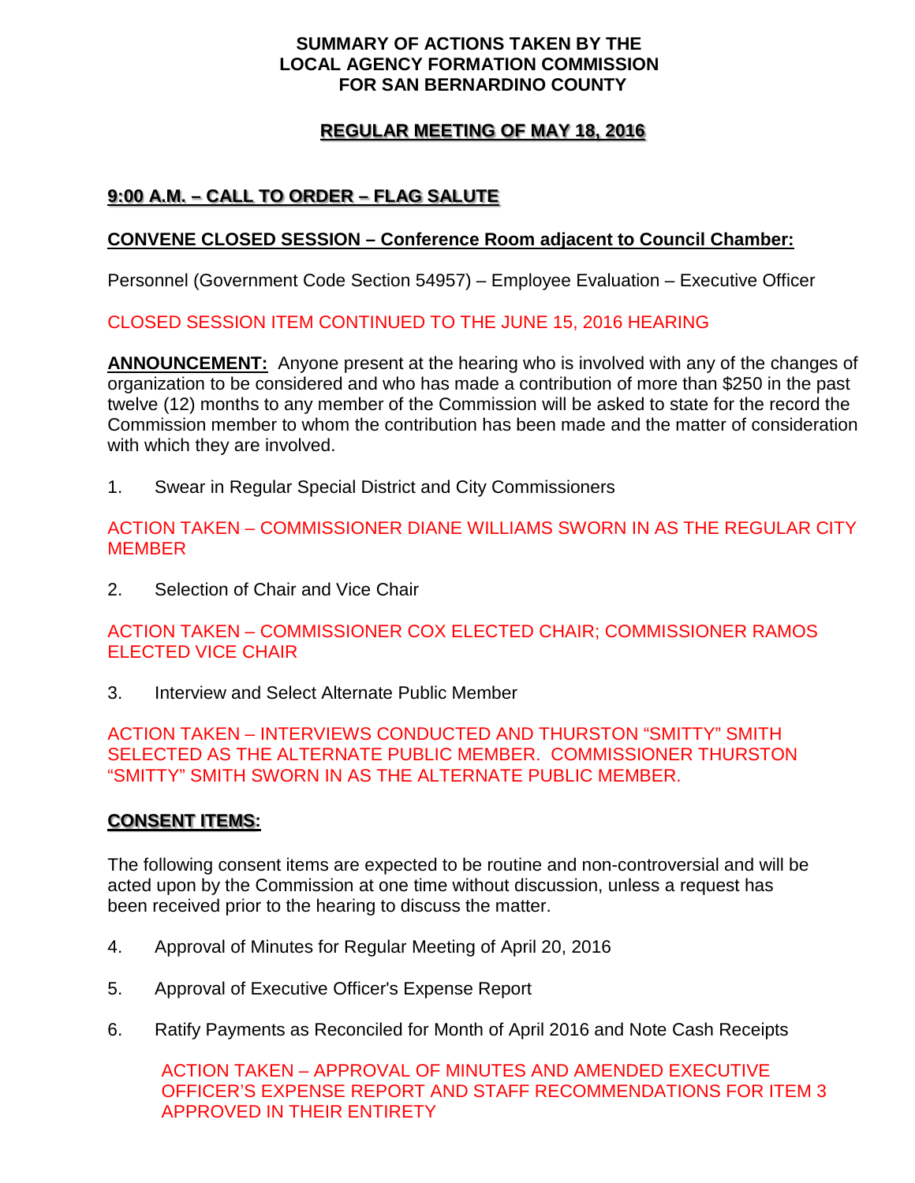# SUMMARY OF ACTIONS TAKEN BY THE LOCAL AGENCY FORMATION COMMISSION FOR SAN BERNARDINO COUNTY

## REGULAR MEETING OF MAY 18, 2016

### 9:00 A.M. – CALL TO ORDER – FLAG SALUTE

**CONVENE CLOSED SESSION – Conference Room adjacent to Council Chamber:**

Personnel (Government Code Section 54957) – Employee Evaluation – Executive Officer

CLOSED SESSION ITEM CONTINUED TO THE JUNE 15, 2016 HEARING

**ANNOUNCEMENT:** Anyone present at the hearing who is involved with any of the changes of organization to be considered and who has made a contribution of more than $250 in the past twelve (12) months to any member of the Commission will be asked to state for the record the Commission member to whom the contribution has been made and the matter of consideration with which they are involved.

1. Swear in Regular Special District and City Commissioners

ACTION TAKEN – COMMISSIONER DIANE WILLIAMS SWORN IN AS THE REGULAR CITY MEMBER

2. Selection of Chair and Vice Chair

ACTION TAKEN – COMMISSIONER COX ELECTED CHAIR; COMMISSIONER RAMOS ELECTED VICE CHAIR

3. Interview and Select Alternate Public Member

ACTION TAKEN – INTERVIEWS CONDUCTED AND THURSTON "SMITTY" SMITH SELECTED AS THE ALTERNATE PUBLIC MEMBER. COMMISSIONER THURSTON "SMITTY" SMITH SWORN IN AS THE ALTERNATE PUBLIC MEMBER.

### CONSENT ITEMS:

The following consent items are expected to be routine and non-controversial and will be acted upon by the Commission at one time without discussion, unless a request has been received prior to the hearing to discuss the matter.

4. Approval of Minutes for Regular Meeting of April 20, 2016

5. Approval of Executive Officer's Expense Report

6. Ratify Payments as Reconciled for Month of April 2016 and Note Cash Receipts

ACTION TAKEN – APPROVAL OF MINUTES AND AMENDED EXECUTIVE OFFICER'S EXPENSE REPORT AND STAFF RECOMMENDATIONS FOR ITEM 3 APPROVED IN THEIR ENTIRETY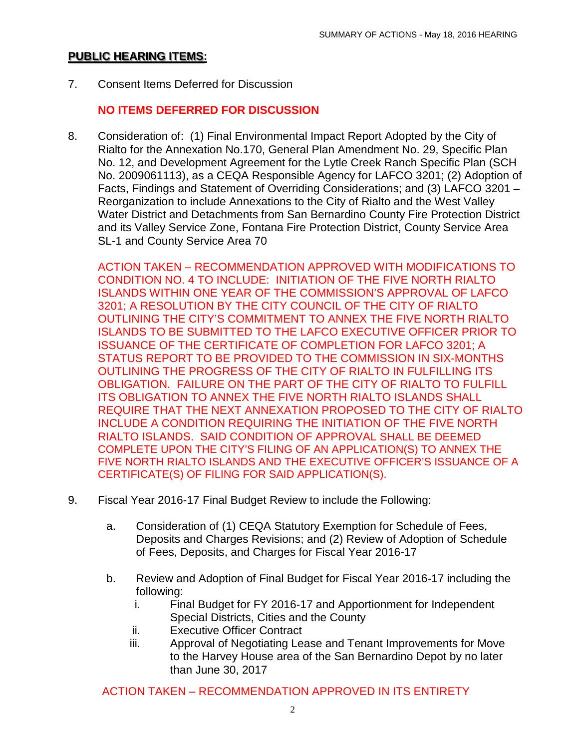**PUBLIC HEARING ITEMS:**

7. Consent Items Deferred for Discussion

   **NO ITEMS DEFERRED FOR DISCUSSION**

8. Consideration of: (1) Final Environmental Impact Report Adopted by the City of Rialto for the Annexation No.170, General Plan Amendment No. 29, Specific Plan No. 12, and Development Agreement for the Lytle Creek Ranch Specific Plan (SCH No. 2009061113), as a CEQA Responsible Agency for LAFCO 3201; (2) Adoption of Facts, Findings and Statement of Overriding Considerations; and (3) LAFCO 3201 – Reorganization to include Annexations to the City of Rialto and the West Valley Water District and Detachments from San Bernardino County Fire Protection District and its Valley Service Zone, Fontana Fire Protection District, County Service Area SL-1 and County Service Area 70

   ACTION TAKEN – RECOMMENDATION APPROVED WITH MODIFICATIONS TO CONDITION NO. 4 TO INCLUDE: INITIATION OF THE FIVE NORTH RIALTO ISLANDS WITHIN ONE YEAR OF THE COMMISSION'S APPROVAL OF LAFCO 3201; A RESOLUTION BY THE CITY COUNCIL OF THE CITY OF RIALTO OUTLINING THE CITY'S COMMITMENT TO ANNEX THE FIVE NORTH RIALTO ISLANDS TO BE SUBMITTED TO THE LAFCO EXECUTIVE OFFICER PRIOR TO ISSUANCE OF THE CERTIFICATE OF COMPLETION FOR LAFCO 3201; A STATUS REPORT TO BE PROVIDED TO THE COMMISSION IN SIX-MONTHS OUTLINING THE PROGRESS OF THE CITY OF RIALTO IN FULFILLING ITS OBLIGATION. FAILURE ON THE PART OF THE CITY OF RIALTO TO FULFILL ITS OBLIGATION TO ANNEX THE FIVE NORTH RIALTO ISLANDS SHALL REQUIRE THAT THE NEXT ANNEXATION PROPOSED TO THE CITY OF RIALTO INCLUDE A CONDITION REQUIRING THE INITIATION OF THE FIVE NORTH RIALTO ISLANDS. SAID CONDITION OF APPROVAL SHALL BE DEEMED COMPLETE UPON THE CITY'S FILING OF AN APPLICATION(S) TO ANNEX THE FIVE NORTH RIALTO ISLANDS AND THE EXECUTIVE OFFICER'S ISSUANCE OF A CERTIFICATE(S) OF FILING FOR SAID APPLICATION(S).

9. Fiscal Year 2016-17 Final Budget Review to include the Following:

   a. Consideration of (1) CEQA Statutory Exemption for Schedule of Fees, Deposits and Charges Revisions; and (2) Review of Adoption of Schedule of Fees, Deposits, and Charges for Fiscal Year 2016-17

   b. Review and Adoption of Final Budget for Fiscal Year 2016-17 including the following:
      i. Final Budget for FY 2016-17 and Apportionment for Independent Special Districts, Cities and the County
      ii. Executive Officer Contract
      iii. Approval of Negotiating Lease and Tenant Improvements for Move to the Harvey House area of the San Bernardino Depot by no later than June 30, 2017

   ACTION TAKEN – RECOMMENDATION APPROVED IN ITS ENTIRETY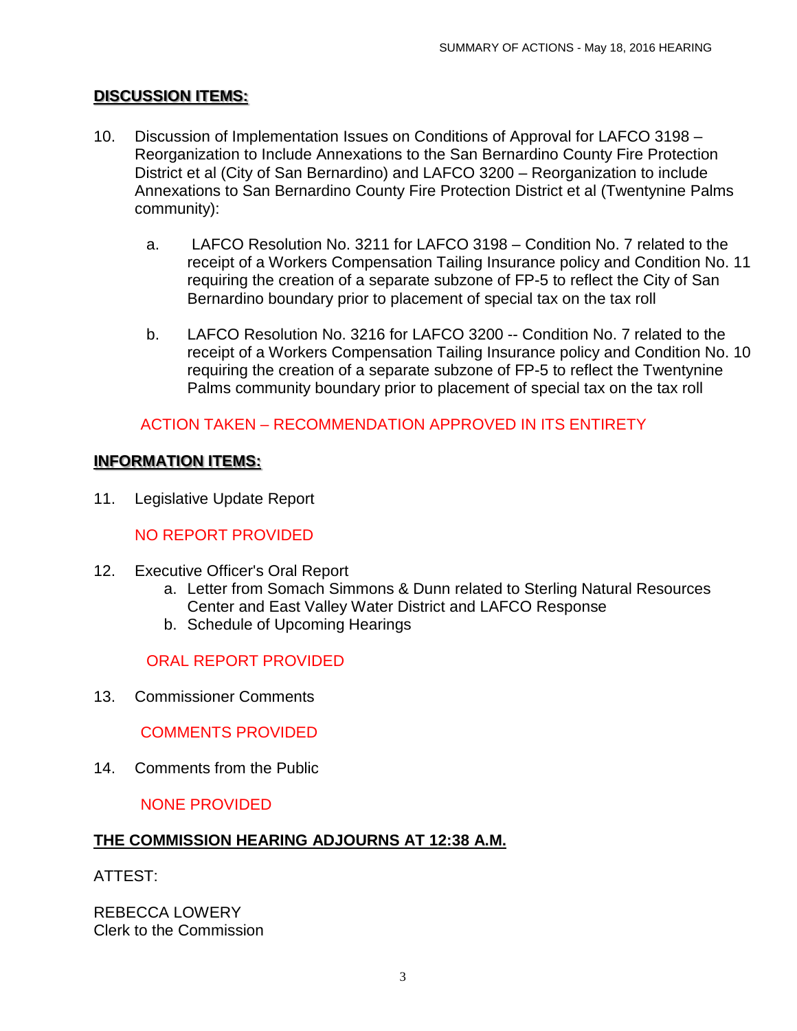## DISCUSSION ITEMS:

10. Discussion of Implementation Issues on Conditions of Approval for LAFCO 3198 – Reorganization to Include Annexations to the San Bernardino County Fire Protection District et al (City of San Bernardino) and LAFCO 3200 – Reorganization to include Annexations to San Bernardino County Fire Protection District et al (Twentynine Palms community):

    a. LAFCO Resolution No. 3211 for LAFCO 3198 – Condition No. 7 related to the receipt of a Workers Compensation Tailing Insurance policy and Condition No. 11 requiring the creation of a separate subzone of FP-5 to reflect the City of San Bernardino boundary prior to placement of special tax on the tax roll

    b. LAFCO Resolution No. 3216 for LAFCO 3200 -- Condition No. 7 related to the receipt of a Workers Compensation Tailing Insurance policy and Condition No. 10 requiring the creation of a separate subzone of FP-5 to reflect the Twentynine Palms community boundary prior to placement of special tax on the tax roll

    ACTION TAKEN – RECOMMENDATION APPROVED IN ITS ENTIRETY

## INFORMATION ITEMS:

11. Legislative Update Report

    NO REPORT PROVIDED

12. Executive Officer's Oral Report
    a. Letter from Somach Simmons & Dunn related to Sterling Natural Resources Center and East Valley Water District and LAFCO Response
    b. Schedule of Upcoming Hearings

    ORAL REPORT PROVIDED

13. Commissioner Comments

    COMMENTS PROVIDED

14. Comments from the Public

    NONE PROVIDED

**THE COMMISSION HEARING ADJOURNS AT 12:38 A.M.**

ATTEST:

REBECCA LOWERY
Clerk to the Commission